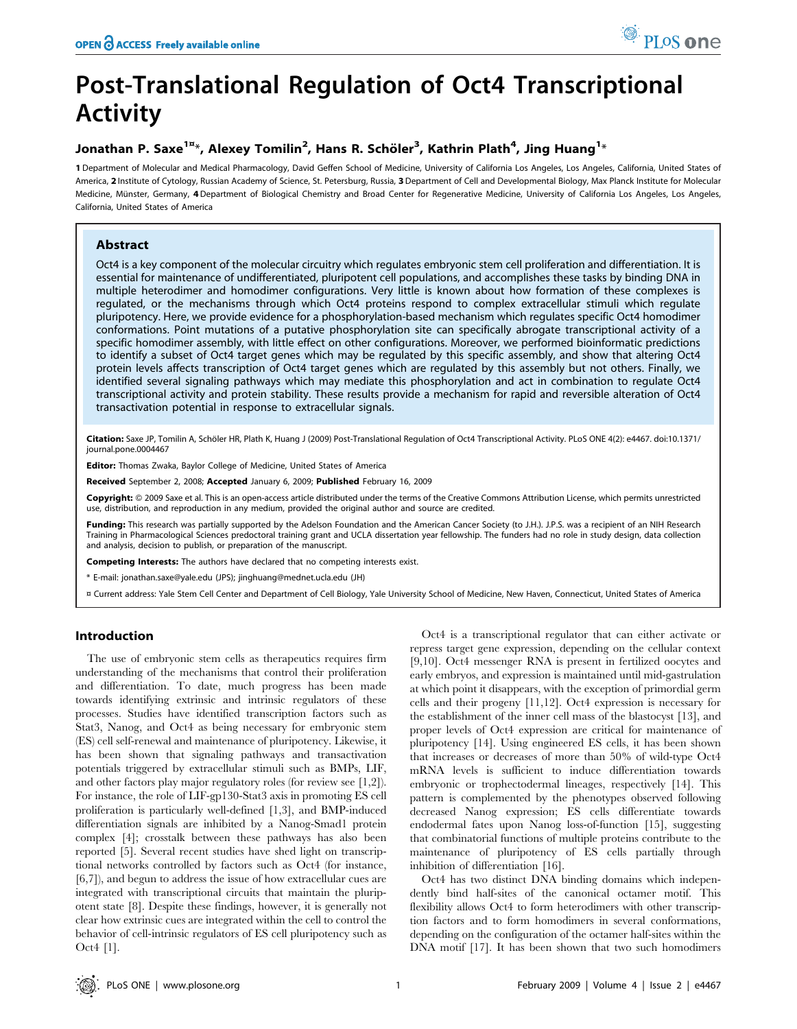# Post-Translational Regulation of Oct4 Transcriptional Activity

**Jonathan P. Saxe[1¤]*, Alexey Tomilin[2], Hans R. Schöler[3], Kathrin Plath[4], Jing Huang[1]***

**1** Department of Molecular and Medical Pharmacology, David Geffen School of Medicine, University of California Los Angeles, Los Angeles, California, United States of America, **2** Institute of Cytology, Russian Academy of Science, St. Petersburg, Russia, **3** Department of Cell and Developmental Biology, Max Planck Institute for Molecular Medicine, Münster, Germany, **4** Department of Biological Chemistry and Broad Center for Regenerative Medicine, University of California Los Angeles, Los Angeles, California, United States of America

## Abstract

Oct4 is a key component of the molecular circuitry which regulates embryonic stem cell proliferation and differentiation. It is essential for maintenance of undifferentiated, pluripotent cell populations, and accomplishes these tasks by binding DNA in multiple heterodimer and homodimer configurations. Very little is known about how formation of these complexes is regulated, or the mechanisms through which Oct4 proteins respond to complex extracellular stimuli which regulate pluripotency. Here, we provide evidence for a phosphorylation-based mechanism which regulates specific Oct4 homodimer conformations. Point mutations of a putative phosphorylation site can specifically abrogate transcriptional activity of a specific homodimer assembly, with little effect on other configurations. Moreover, we performed bioinformatic predictions to identify a subset of Oct4 target genes which may be regulated by this specific assembly, and show that altering Oct4 protein levels affects transcription of Oct4 target genes which are regulated by this assembly but not others. Finally, we identified several signaling pathways which may mediate this phosphorylation and act in combination to regulate Oct4 transcriptional activity and protein stability. These results provide a mechanism for rapid and reversible alteration of Oct4 transactivation potential in response to extracellular signals.

**Citation:** Saxe JP, Tomilin A, Schöler HR, Plath K, Huang J (2009) Post-Translational Regulation of Oct4 Transcriptional Activity. PLoS ONE 4(2): e4467. doi:10.1371/journal.pone.0004467

**Editor:** Thomas Zwaka, Baylor College of Medicine, United States of America

**Received** September 2, 2008; **Accepted** January 6, 2009; **Published** February 16, 2009

**Copyright:** © 2009 Saxe et al. This is an open-access article distributed under the terms of the Creative Commons Attribution License, which permits unrestricted use, distribution, and reproduction in any medium, provided the original author and source are credited.

**Funding:** This research was partially supported by the Adelson Foundation and the American Cancer Society (to J.H.). J.P.S. was a recipient of an NIH Research Training in Pharmacological Sciences predoctoral training grant and UCLA dissertation year fellowship. The funders had no role in study design, data collection and analysis, decision to publish, or preparation of the manuscript.

**Competing Interests:** The authors have declared that no competing interests exist.

\* E-mail: jonathan.saxe@yale.edu (JPS); jinghuang@mednet.ucla.edu (JH)

¤ Current address: Yale Stem Cell Center and Department of Cell Biology, Yale University School of Medicine, New Haven, Connecticut, United States of America

## Introduction

The use of embryonic stem cells as therapeutics requires firm understanding of the mechanisms that control their proliferation and differentiation. To date, much progress has been made towards identifying extrinsic and intrinsic regulators of these processes. Studies have identified transcription factors such as Stat3, Nanog, and Oct4 as being necessary for embryonic stem (ES) cell self-renewal and maintenance of pluripotency. Likewise, it has been shown that signaling pathways and transactivation potentials triggered by extracellular stimuli such as BMPs, LIF, and other factors play major regulatory roles (for review see [1,2]). For instance, the role of LIF-gp130-Stat3 axis in promoting ES cell proliferation is particularly well-defined [1,3], and BMP-induced differentiation signals are inhibited by a Nanog-Smad1 protein complex [4]; crosstalk between these pathways has also been reported [5]. Several recent studies have shed light on transcriptional networks controlled by factors such as Oct4 (for instance, [6,7]), and begun to address the issue of how extracellular cues are integrated with transcriptional circuits that maintain the pluripotent state [8]. Despite these findings, however, it is generally not clear how extrinsic cues are integrated within the cell to control the behavior of cell-intrinsic regulators of ES cell pluripotency such as Oct4 [1].

Oct4 is a transcriptional regulator that can either activate or repress target gene expression, depending on the cellular context [9,10]. Oct4 messenger RNA is present in fertilized oocytes and early embryos, and expression is maintained until mid-gastrulation at which point it disappears, with the exception of primordial germ cells and their progeny [11,12]. Oct4 expression is necessary for the establishment of the inner cell mass of the blastocyst [13], and proper levels of Oct4 expression are critical for maintenance of pluripotency [14]. Using engineered ES cells, it has been shown that increases or decreases of more than 50% of wild-type Oct4 mRNA levels is sufficient to induce differentiation towards embryonic or trophectodermal lineages, respectively [14]. This pattern is complemented by the phenotypes observed following decreased Nanog expression; ES cells differentiate towards endodermal fates upon Nanog loss-of-function [15], suggesting that combinatorial functions of multiple proteins contribute to the maintenance of pluripotency of ES cells partially through inhibition of differentiation [16].

Oct4 has two distinct DNA binding domains which independently bind half-sites of the canonical octamer motif. This flexibility allows Oct4 to form heterodimers with other transcription factors and to form homodimers in several conformations, depending on the configuration of the octamer half-sites within the DNA motif [17]. It has been shown that two such homodimers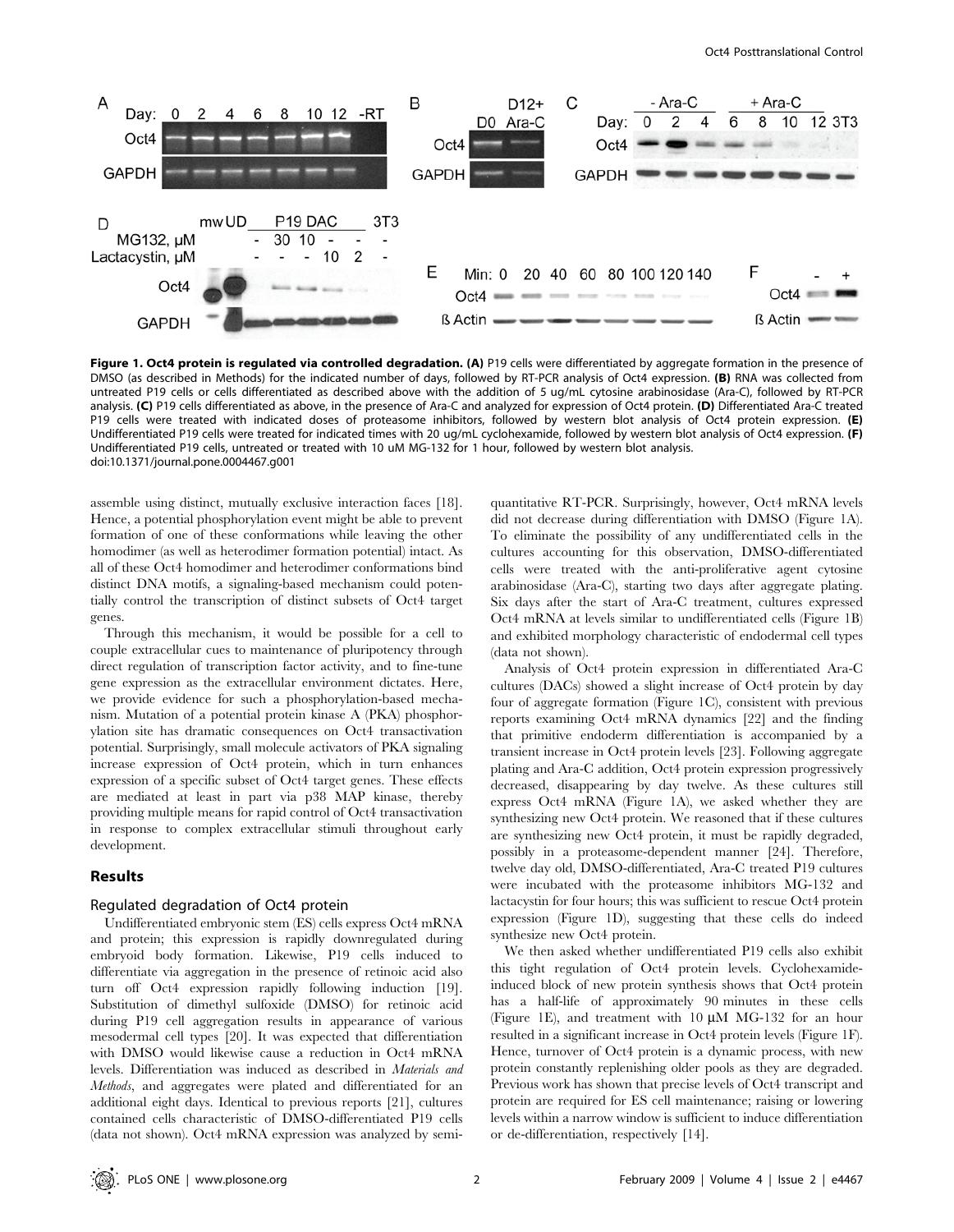**Figure 1. Oct4 protein is regulated via controlled degradation. (A)** P19 cells were differentiated by aggregate formation in the presence of DMSO (as described in Methods) for the indicated number of days, followed by RT-PCR analysis of Oct4 expression. **(B)** RNA was collected from untreated P19 cells or cells differentiated as described above with the addition of 5 ug/mL cytosine arabinosidase (Ara-C), followed by RT-PCR analysis. **(C)** P19 cells differentiated as above, in the presence of Ara-C and analyzed for expression of Oct4 protein. **(D)** Differentiated Ara-C treated P19 cells were treated with indicated doses of proteasome inhibitors, followed by western blot analysis of Oct4 protein expression. **(E)** Undifferentiated P19 cells were treated for indicated times with 20 ug/mL cyclohexamide, followed by western blot analysis of Oct4 expression. **(F)** Undifferentiated P19 cells, untreated or treated with 10 uM MG-132 for 1 hour, followed by western blot analysis.
doi:10.1371/journal.pone.0004467.g001

assemble using distinct, mutually exclusive interaction faces [18]. Hence, a potential phosphorylation event might be able to prevent formation of one of these conformations while leaving the other homodimer (as well as heterodimer formation potential) intact. As all of these Oct4 homodimer and heterodimer conformations bind distinct DNA motifs, a signaling-based mechanism could potentially control the transcription of distinct subsets of Oct4 target genes.

Through this mechanism, it would be possible for a cell to couple extracellular cues to maintenance of pluripotency through direct regulation of transcription factor activity, and to fine-tune gene expression as the extracellular environment dictates. Here, we provide evidence for such a phosphorylation-based mechanism. Mutation of a potential protein kinase A (PKA) phosphorylation site has dramatic consequences on Oct4 transactivation potential. Surprisingly, small molecule activators of PKA signaling increase expression of Oct4 protein, which in turn enhances expression of a specific subset of Oct4 target genes. These effects are mediated at least in part via p38 MAP kinase, thereby providing multiple means for rapid control of Oct4 transactivation in response to complex extracellular stimuli throughout early development.

## Results

### Regulated degradation of Oct4 protein

Undifferentiated embryonic stem (ES) cells express Oct4 mRNA and protein; this expression is rapidly downregulated during embryoid body formation. Likewise, P19 cells induced to differentiate via aggregation in the presence of retinoic acid also turn off Oct4 expression rapidly following induction [19]. Substitution of dimethyl sulfoxide (DMSO) for retinoic acid during P19 cell aggregation results in appearance of various mesodermal cell types [20]. It was expected that differentiation with DMSO would likewise cause a reduction in Oct4 mRNA levels. Differentiation was induced as described in *Materials and Methods*, and aggregates were plated and differentiated for an additional eight days. Identical to previous reports [21], cultures contained cells characteristic of DMSO-differentiated P19 cells (data not shown). Oct4 mRNA expression was analyzed by semi-quantitative RT-PCR. Surprisingly, however, Oct4 mRNA levels did not decrease during differentiation with DMSO (Figure 1A). To eliminate the possibility of any undifferentiated cells in the cultures accounting for this observation, DMSO-differentiated cells were treated with the anti-proliferative agent cytosine arabinosidase (Ara-C), starting two days after aggregate plating. Six days after the start of Ara-C treatment, cultures expressed Oct4 mRNA at levels similar to undifferentiated cells (Figure 1B) and exhibited morphology characteristic of endodermal cell types (data not shown).

Analysis of Oct4 protein expression in differentiated Ara-C cultures (DACs) showed a slight increase of Oct4 protein by day four of aggregate formation (Figure 1C), consistent with previous reports examining Oct4 mRNA dynamics [22] and the finding that primitive endoderm differentiation is accompanied by a transient increase in Oct4 protein levels [23]. Following aggregate plating and Ara-C addition, Oct4 protein expression progressively decreased, disappearing by day twelve. As these cultures still express Oct4 mRNA (Figure 1A), we asked whether they are synthesizing new Oct4 protein. We reasoned that if these cultures are synthesizing new Oct4 protein, it must be rapidly degraded, possibly in a proteasome-dependent manner [24]. Therefore, twelve day old, DMSO-differentiated, Ara-C treated P19 cultures were incubated with the proteasome inhibitors MG-132 and lactacystin for four hours; this was sufficient to rescue Oct4 protein expression (Figure 1D), suggesting that these cells do indeed synthesize new Oct4 protein.

We then asked whether undifferentiated P19 cells also exhibit this tight regulation of Oct4 protein levels. Cyclohexamide-induced block of new protein synthesis shows that Oct4 protein has a half-life of approximately 90 minutes in these cells (Figure 1E), and treatment with 10 μM MG-132 for an hour resulted in a significant increase in Oct4 protein levels (Figure 1F). Hence, turnover of Oct4 protein is a dynamic process, with new protein constantly replenishing older pools as they are degraded. Previous work has shown that precise levels of Oct4 transcript and protein are required for ES cell maintenance; raising or lowering levels within a narrow window is sufficient to induce differentiation or de-differentiation, respectively [14].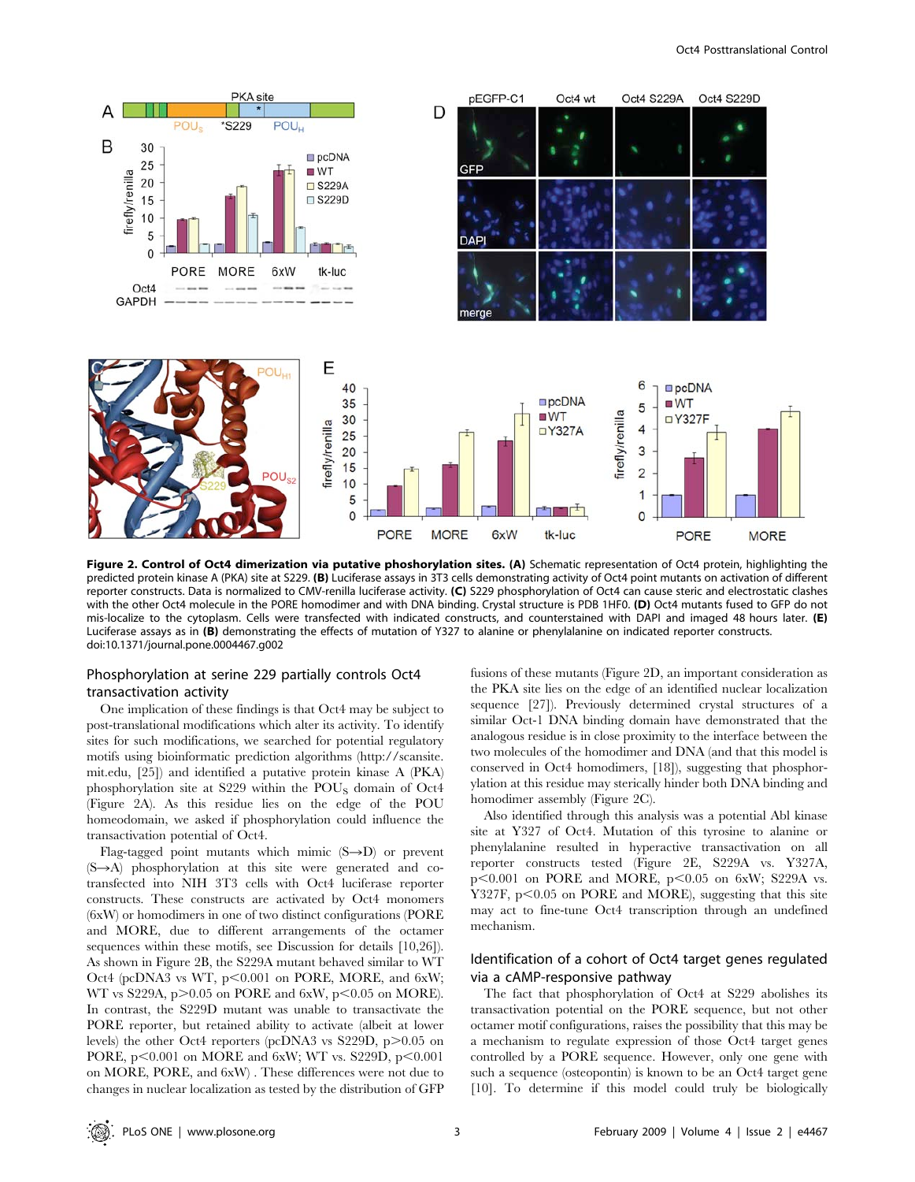**Figure 2. Control of Oct4 dimerization via putative phoshorylation sites. (A)** Schematic representation of Oct4 protein, highlighting the predicted protein kinase A (PKA) site at S229. **(B)** Luciferase assays in 3T3 cells demonstrating activity of Oct4 point mutants on activation of different reporter constructs. Data is normalized to CMV-renilla luciferase activity. **(C)** S229 phosphorylation of Oct4 can cause steric and electrostatic clashes with the other Oct4 molecule in the PORE homodimer and with DNA binding. Crystal structure is PDB 1HF0. **(D)** Oct4 mutants fused to GFP do not mis-localize to the cytoplasm. Cells were transfected with indicated constructs, and counterstained with DAPI and imaged 48 hours later. **(E)** Luciferase assays as in **(B)** demonstrating the effects of mutation of Y327 to alanine or phenylalanine on indicated reporter constructs.
doi:10.1371/journal.pone.0004467.g002

## Phosphorylation at serine 229 partially controls Oct4 transactivation activity

One implication of these findings is that Oct4 may be subject to post-translational modifications which alter its activity. To identify sites for such modifications, we searched for potential regulatory motifs using bioinformatic prediction algorithms (http://scansite.mit.edu, [25]) and identified a putative protein kinase A (PKA) phosphorylation site at S229 within the $POU_S$ domain of Oct4 (Figure 2A). As this residue lies on the edge of the POU homeodomain, we asked if phosphorylation could influence the transactivation potential of Oct4.

Flag-tagged point mutants which mimic (S→D) or prevent (S→A) phosphorylation at this site were generated and co-transfected into NIH 3T3 cells with Oct4 luciferase reporter constructs. These constructs are activated by Oct4 monomers (6xW) or homodimers in one of two distinct configurations (PORE and MORE, due to different arrangements of the octamer sequences within these motifs, see Discussion for details [10,26]). As shown in Figure 2B, the S229A mutant behaved similar to WT Oct4 (pcDNA3 vs WT, $p<0.001$ on PORE, MORE, and 6xW; WT vs S229A, $p>0.05$ on PORE and 6xW, $p<0.05$ on MORE). In contrast, the S229D mutant was unable to transactivate the PORE reporter, but retained ability to activate (albeit at lower levels) the other Oct4 reporters (pcDNA3 vs S229D, $p>0.05$ on PORE, $p<0.001$ on MORE and 6xW; WT vs. S229D, $p<0.001$ on MORE, PORE, and 6xW) . These differences were not due to changes in nuclear localization as tested by the distribution of GFP fusions of these mutants (Figure 2D, an important consideration as the PKA site lies on the edge of an identified nuclear localization sequence [27]). Previously determined crystal structures of a similar Oct-1 DNA binding domain have demonstrated that the analogous residue is in close proximity to the interface between the two molecules of the homodimer and DNA (and that this model is conserved in Oct4 homodimers, [18]), suggesting that phosphorylation at this residue may sterically hinder both DNA binding and homodimer assembly (Figure 2C).

Also identified through this analysis was a potential Abl kinase site at Y327 of Oct4. Mutation of this tyrosine to alanine or phenylalanine resulted in hyperactive transactivation on all reporter constructs tested (Figure 2E, S229A vs. Y327A, $p<0.001$ on PORE and MORE, $p<0.05$ on 6xW; S229A vs. Y327F, $p<0.05$ on PORE and MORE), suggesting that this site may act to fine-tune Oct4 transcription through an undefined mechanism.

## Identification of a cohort of Oct4 target genes regulated via a cAMP-responsive pathway

The fact that phosphorylation of Oct4 at S229 abolishes its transactivation potential on the PORE sequence, but not other octamer motif configurations, raises the possibility that this may be a mechanism to regulate expression of those Oct4 target genes controlled by a PORE sequence. However, only one gene with such a sequence (osteopontin) is known to be an Oct4 target gene [10]. To determine if this model could truly be biologically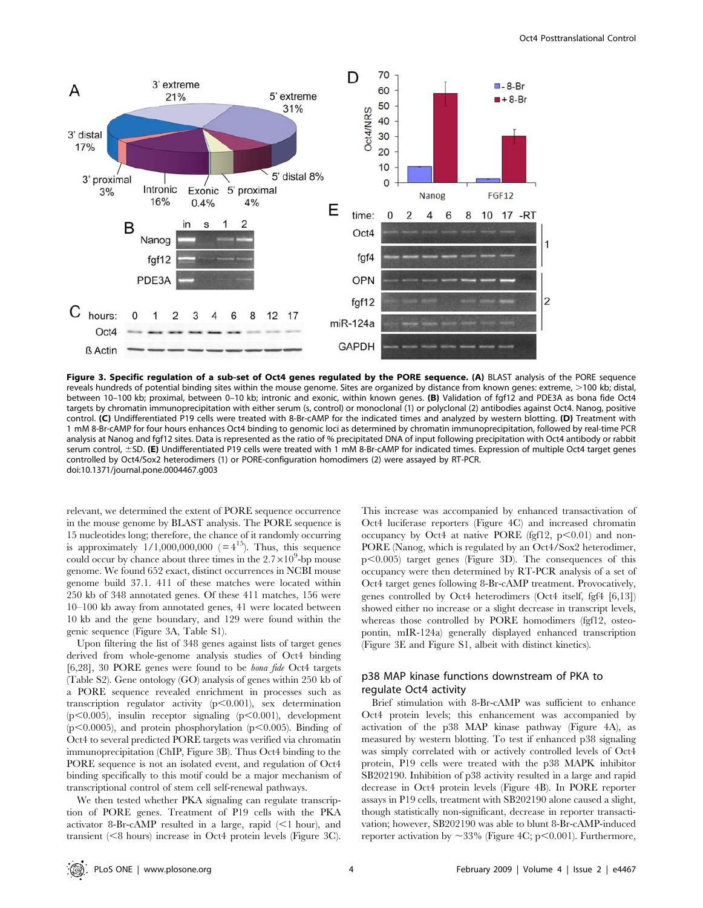**Figure 3. Specific regulation of a sub-set of Oct4 genes regulated by the PORE sequence.** **(A)** BLAST analysis of the PORE sequence reveals hundreds of potential binding sites within the mouse genome. Sites are organized by distance from known genes: extreme, >100 kb; distal, between 10–100 kb; proximal, between 0–10 kb; intronic and exonic, within known genes. **(B)** Validation of fgf12 and PDE3A as bona fide Oct4 targets by chromatin immunoprecipitation with either serum (s, control) or monoclonal (1) or polyclonal (2) antibodies against Oct4. Nanog, positive control. **(C)** Undifferentiated P19 cells were treated with 8-Br-cAMP for the indicated times and analyzed by western blotting. **(D)** Treatment with 1 mM 8-Br-cAMP for four hours enhances Oct4 binding to genomic loci as determined by chromatin immunoprecipitation, followed by real-time PCR analysis at Nanog and fgf12 sites. Data is represented as the ratio of % precipitated DNA of input following precipitation with Oct4 antibody or rabbit serum control, ±SD. **(E)** Undifferentiated P19 cells were treated with 1 mM 8-Br-cAMP for indicated times. Expression of multiple Oct4 target genes controlled by Oct4/Sox2 heterodimers (1) or PORE-configuration homodimers (2) were assayed by RT-PCR.
doi:10.1371/journal.pone.0004467.g003

relevant, we determined the extent of PORE sequence occurrence in the mouse genome by BLAST analysis. The PORE sequence is 15 nucleotides long; therefore, the chance of it randomly occurring is approximately 1/1,000,000,000 ($=4^{15}$). Thus, this sequence could occur by chance about three times in the $2.7\times10^9$-bp mouse genome. We found 652 exact, distinct occurrences in NCBI mouse genome build 37.1. 411 of these matches were located within 250 kb of 348 annotated genes. Of these 411 matches, 156 were 10–100 kb away from annotated genes, 41 were located between 10 kb and the gene boundary, and 129 were found within the genic sequence (Figure 3A, Table S1).

Upon filtering the list of 348 genes against lists of target genes derived from whole-genome analysis studies of Oct4 binding [6,28], 30 PORE genes were found to be *bona fide* Oct4 targets (Table S2). Gene ontology (GO) analysis of genes within 250 kb of a PORE sequence revealed enrichment in processes such as transcription regulator activity ($p<0.001$), sex determination ($p<0.005$), insulin receptor signaling ($p<0.001$), development ($p<0.0005$), and protein phosphorylation ($p<0.005$). Binding of Oct4 to several predicted PORE targets was verified via chromatin immunoprecipitation (ChIP, Figure 3B). Thus Oct4 binding to the PORE sequence is not an isolated event, and regulation of Oct4 binding specifically to this motif could be a major mechanism of transcriptional control of stem cell self-renewal pathways.

We then tested whether PKA signaling can regulate transcription of PORE genes. Treatment of P19 cells with the PKA activator 8-Br-cAMP resulted in a large, rapid (<1 hour), and transient (<8 hours) increase in Oct4 protein levels (Figure 3C). This increase was accompanied by enhanced transactivation of Oct4 luciferase reporters (Figure 4C) and increased chromatin occupancy by Oct4 at native PORE (fgf12, $p<0.01$) and non-PORE (Nanog, which is regulated by an Oct4/Sox2 heterodimer, $p<0.005$) target genes (Figure 3D). The consequences of this occupancy were then determined by RT-PCR analysis of a set of Oct4 target genes following 8-Br-cAMP treatment. Provocatively, genes controlled by Oct4 heterodimers (Oct4 itself, fgf4 [6,13]) showed either no increase or a slight decrease in transcript levels, whereas those controlled by PORE homodimers (fgf12, osteopontin, mIR-124a) generally displayed enhanced transcription (Figure 3E and Figure S1, albeit with distinct kinetics).

## p38 MAP kinase functions downstream of PKA to regulate Oct4 activity

Brief stimulation with 8-Br-cAMP was sufficient to enhance Oct4 protein levels; this enhancement was accompanied by activation of the p38 MAP kinase pathway (Figure 4A), as measured by western blotting. To test if enhanced p38 signaling was simply correlated with or actively controlled levels of Oct4 protein, P19 cells were treated with the p38 MAPK inhibitor SB202190. Inhibition of p38 activity resulted in a large and rapid decrease in Oct4 protein levels (Figure 4B). In PORE reporter assays in P19 cells, treatment with SB202190 alone caused a slight, though statistically non-significant, decrease in reporter transactivation; however, SB202190 was able to blunt 8-Br-cAMP-induced reporter activation by ~33% (Figure 4C; $p<0.001$). Furthermore,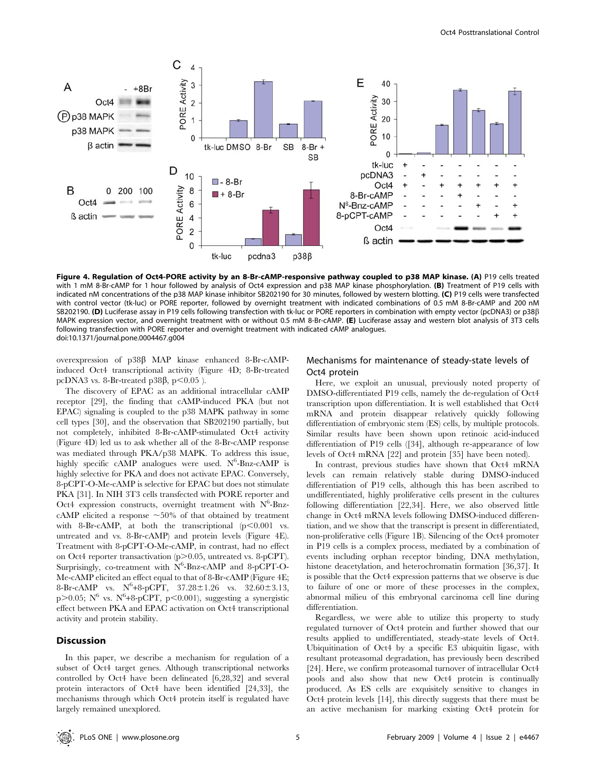**Figure 4. Regulation of Oct4-PORE activity by an 8-Br-cAMP-responsive pathway coupled to p38 MAP kinase.** **(A)** P19 cells treated with 1 mM 8-Br-cAMP for 1 hour followed by analysis of Oct4 expression and p38 MAP kinase phosphorylation. **(B)** Treatment of P19 cells with indicated nM concentrations of the p38 MAP kinase inhibitor SB202190 for 30 minutes, followed by western blotting. **(C)** P19 cells were transfected with control vector (tk-luc) or PORE reporter, followed by overnight treatment with indicated combinations of 0.5 mM 8-Br-cAMP and 200 nM SB202190. **(D)** Luciferase assay in P19 cells following transfection with tk-luc or PORE reporters in combination with empty vector (pcDNA3) or p38β MAPK expression vector, and overnight treatment with or without 0.5 mM 8-Br-cAMP. **(E)** Luciferase assay and western blot analysis of 3T3 cells following transfection with PORE reporter and overnight treatment with indicated cAMP analogues.
doi:10.1371/journal.pone.0004467.g004

overexpression of p38β MAP kinase enhanced 8-Br-cAMP-induced Oct4 transcriptional activity (Figure 4D; 8-Br-treated pcDNA3 vs. 8-Br-treated p38β, $p<0.05$ ).

The discovery of EPAC as an additional intracellular cAMP receptor [29], the finding that cAMP-induced PKA (but not EPAC) signaling is coupled to the p38 MAPK pathway in some cell types [30], and the observation that SB202190 partially, but not completely, inhibited 8-Br-cAMP-stimulated Oct4 activity (Figure 4D) led us to ask whether all of the 8-Br-cAMP response was mediated through PKA/p38 MAPK. To address this issue, highly specific cAMP analogues were used. $N^6$-Bnz-cAMP is highly selective for PKA and does not activate EPAC. Conversely, 8-pCPT-O-Me-cAMP is selective for EPAC but does not stimulate PKA [31]. In NIH 3T3 cells transfected with PORE reporter and Oct4 expression constructs, overnight treatment with $N^6$-Bnz-cAMP elicited a response ~50% of that obtained by treatment with 8-Br-cAMP, at both the transcriptional ($p<0.001$ vs. untreated and vs. 8-Br-cAMP) and protein levels (Figure 4E). Treatment with 8-pCPT-O-Me-cAMP, in contrast, had no effect on Oct4 reporter transactivation ($p>0.05$, untreated vs. 8-pCPT). Surprisingly, co-treatment with $N^6$-Bnz-cAMP and 8-pCPT-O-Me-cAMP elicited an effect equal to that of 8-Br-cAMP (Figure 4E; 8-Br-cAMP vs. $N^6$+8-pCPT, $37.28\pm1.26$ vs. $32.60\pm3.13$, $p>0.05$; $N^6$ vs. $N^6$+8-pCPT, $p<0.001$), suggesting a synergistic effect between PKA and EPAC activation on Oct4 transcriptional activity and protein stability.

## Discussion

In this paper, we describe a mechanism for regulation of a subset of Oct4 target genes. Although transcriptional networks controlled by Oct4 have been delineated [6,28,32] and several protein interactors of Oct4 have been identified [24,33], the mechanisms through which Oct4 protein itself is regulated have largely remained unexplored.

### Mechanisms for maintenance of steady-state levels of Oct4 protein

Here, we exploit an unusual, previously noted property of DMSO-differentiated P19 cells, namely the de-regulation of Oct4 transcription upon differentiation. It is well established that Oct4 mRNA and protein disappear relatively quickly following differentiation of embryonic stem (ES) cells, by multiple protocols. Similar results have been shown upon retinoic acid-induced differentiation of P19 cells ([34], although re-appearance of low levels of Oct4 mRNA [22] and protein [35] have been noted).

In contrast, previous studies have shown that Oct4 mRNA levels can remain relatively stable during DMSO-induced differentiation of P19 cells, although this has been ascribed to undifferentiated, highly proliferative cells present in the cultures following differentiation [22,34]. Here, we also observed little change in Oct4 mRNA levels following DMSO-induced differentiation, and we show that the transcript is present in differentiated, non-proliferative cells (Figure 1B). Silencing of the Oct4 promoter in P19 cells is a complex process, mediated by a combination of events including orphan receptor binding, DNA methylation, histone deacetylation, and heterochromatin formation [36,37]. It is possible that the Oct4 expression patterns that we observe is due to failure of one or more of these processes in the complex, abnormal milieu of this embryonal carcinoma cell line during differentiation.

Regardless, we were able to utilize this property to study regulated turnover of Oct4 protein and further showed that our results applied to undifferentiated, steady-state levels of Oct4. Ubiquitination of Oct4 by a specific E3 ubiquitin ligase, with resultant proteasomal degradation, has previously been described [24]. Here, we confirm proteasomal turnover of intracellular Oct4 pools and also show that new Oct4 protein is continually produced. As ES cells are exquisitely sensitive to changes in Oct4 protein levels [14], this directly suggests that there must be an active mechanism for marking existing Oct4 protein for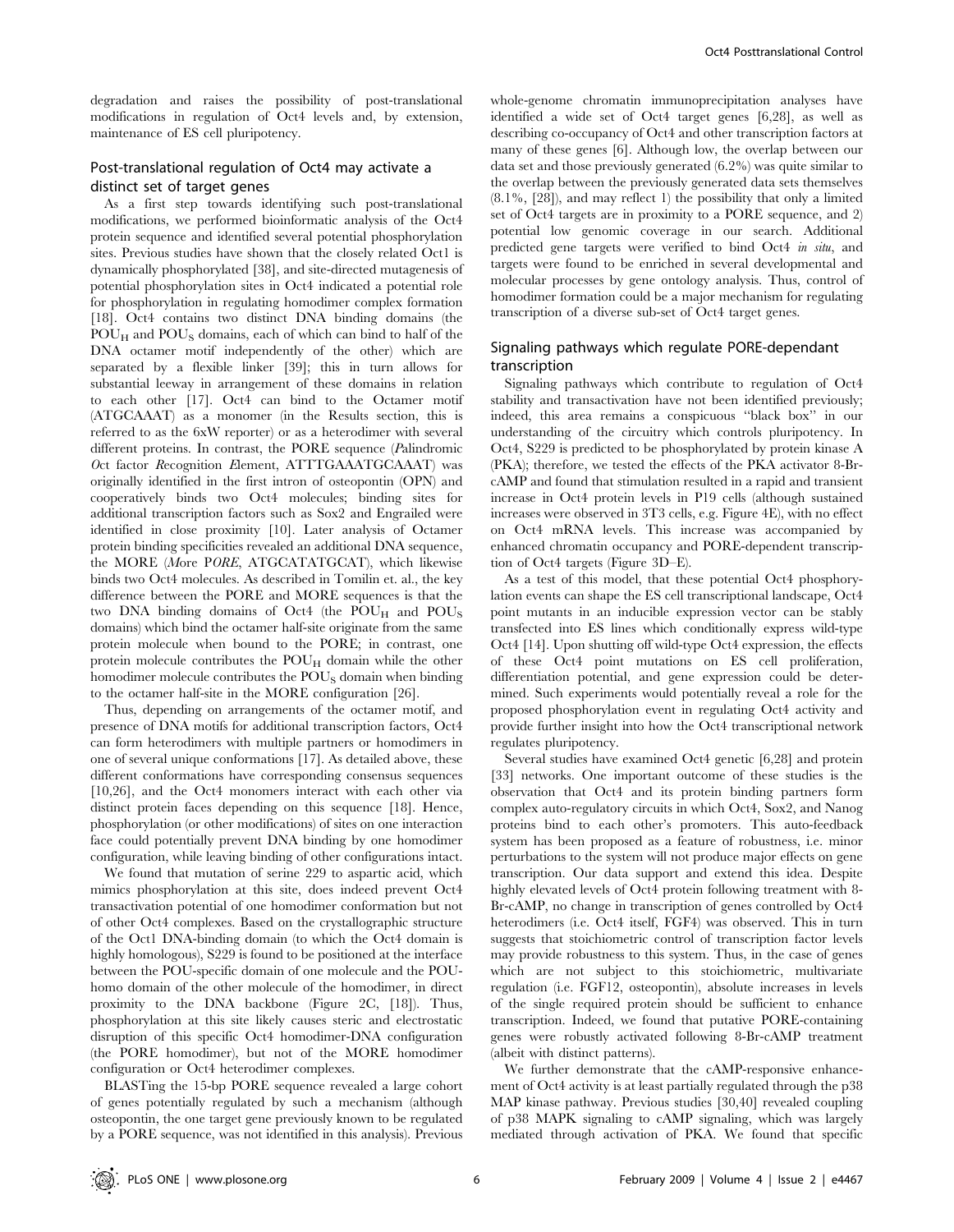degradation and raises the possibility of post-translational modifications in regulation of Oct4 levels and, by extension, maintenance of ES cell pluripotency.

## Post-translational regulation of Oct4 may activate a distinct set of target genes

As a first step towards identifying such post-translational modifications, we performed bioinformatic analysis of the Oct4 protein sequence and identified several potential phosphorylation sites. Previous studies have shown that the closely related Oct1 is dynamically phosphorylated [38], and site-directed mutagenesis of potential phosphorylation sites in Oct4 indicated a potential role for phosphorylation in regulating homodimer complex formation [18]. Oct4 contains two distinct DNA binding domains (the $POU_H$ and $POU_S$ domains, each of which can bind to half of the DNA octamer motif independently of the other) which are separated by a flexible linker [39]; this in turn allows for substantial leeway in arrangement of these domains in relation to each other [17]. Oct4 can bind to the Octamer motif (ATGCAAAT) as a monomer (in the Results section, this is referred to as the 6xW reporter) or as a heterodimer with several different proteins. In contrast, the PORE sequence (*P*alindromic *O*ct factor *R*ecognition *E*lement, ATTTGAAATGCAAAT) was originally identified in the first intron of osteopontin (OPN) and cooperatively binds two Oct4 molecules; binding sites for additional transcription factors such as Sox2 and Engrailed were identified in close proximity [10]. Later analysis of Octamer protein binding specificities revealed an additional DNA sequence, the MORE (*M*ore P*ORE*, ATGCATATGCAT), which likewise binds two Oct4 molecules. As described in Tomilin et. al., the key difference between the PORE and MORE sequences is that the two DNA binding domains of Oct4 (the $POU_H$ and $POU_S$ domains) which bind the octamer half-site originate from the same protein molecule when bound to the PORE; in contrast, one protein molecule contributes the $POU_H$ domain while the other homodimer molecule contributes the $POU_S$ domain when binding to the octamer half-site in the MORE configuration [26].

Thus, depending on arrangements of the octamer motif, and presence of DNA motifs for additional transcription factors, Oct4 can form heterodimers with multiple partners or homodimers in one of several unique conformations [17]. As detailed above, these different conformations have corresponding consensus sequences [10,26], and the Oct4 monomers interact with each other via distinct protein faces depending on this sequence [18]. Hence, phosphorylation (or other modifications) of sites on one interaction face could potentially prevent DNA binding by one homodimer configuration, while leaving binding of other configurations intact.

We found that mutation of serine 229 to aspartic acid, which mimics phosphorylation at this site, does indeed prevent Oct4 transactivation potential of one homodimer conformation but not of other Oct4 complexes. Based on the crystallographic structure of the Oct1 DNA-binding domain (to which the Oct4 domain is highly homologous), S229 is found to be positioned at the interface between the POU-specific domain of one molecule and the POU-homo domain of the other molecule of the homodimer, in direct proximity to the DNA backbone (Figure 2C, [18]). Thus, phosphorylation at this site likely causes steric and electrostatic disruption of this specific Oct4 homodimer-DNA configuration (the PORE homodimer), but not of the MORE homodimer configuration or Oct4 heterodimer complexes.

BLASTing the 15-bp PORE sequence revealed a large cohort of genes potentially regulated by such a mechanism (although osteopontin, the one target gene previously known to be regulated by a PORE sequence, was not identified in this analysis). Previous whole-genome chromatin immunoprecipitation analyses have identified a wide set of Oct4 target genes [6,28], as well as describing co-occupancy of Oct4 and other transcription factors at many of these genes [6]. Although low, the overlap between our data set and those previously generated (6.2%) was quite similar to the overlap between the previously generated data sets themselves (8.1%, [28]), and may reflect 1) the possibility that only a limited set of Oct4 targets are in proximity to a PORE sequence, and 2) potential low genomic coverage in our search. Additional predicted gene targets were verified to bind Oct4 *in situ*, and targets were found to be enriched in several developmental and molecular processes by gene ontology analysis. Thus, control of homodimer formation could be a major mechanism for regulating transcription of a diverse sub-set of Oct4 target genes.

## Signaling pathways which regulate PORE-dependant transcription

Signaling pathways which contribute to regulation of Oct4 stability and transactivation have not been identified previously; indeed, this area remains a conspicuous "black box" in our understanding of the circuitry which controls pluripotency. In Oct4, S229 is predicted to be phosphorylated by protein kinase A (PKA); therefore, we tested the effects of the PKA activator 8-Br-cAMP and found that stimulation resulted in a rapid and transient increase in Oct4 protein levels in P19 cells (although sustained increases were observed in 3T3 cells, e.g. Figure 4E), with no effect on Oct4 mRNA levels. This increase was accompanied by enhanced chromatin occupancy and PORE-dependent transcription of Oct4 targets (Figure 3D–E).

As a test of this model, that these potential Oct4 phosphorylation events can shape the ES cell transcriptional landscape, Oct4 point mutants in an inducible expression vector can be stably transfected into ES lines which conditionally express wild-type Oct4 [14]. Upon shutting off wild-type Oct4 expression, the effects of these Oct4 point mutations on ES cell proliferation, differentiation potential, and gene expression could be determined. Such experiments would potentially reveal a role for the proposed phosphorylation event in regulating Oct4 activity and provide further insight into how the Oct4 transcriptional network regulates pluripotency.

Several studies have examined Oct4 genetic [6,28] and protein [33] networks. One important outcome of these studies is the observation that Oct4 and its protein binding partners form complex auto-regulatory circuits in which Oct4, Sox2, and Nanog proteins bind to each other's promoters. This auto-feedback system has been proposed as a feature of robustness, i.e. minor perturbations to the system will not produce major effects on gene transcription. Our data support and extend this idea. Despite highly elevated levels of Oct4 protein following treatment with 8-Br-cAMP, no change in transcription of genes controlled by Oct4 heterodimers (i.e. Oct4 itself, FGF4) was observed. This in turn suggests that stoichiometric control of transcription factor levels may provide robustness to this system. Thus, in the case of genes which are not subject to this stoichiometric, multivariate regulation (i.e. FGF12, osteopontin), absolute increases in levels of the single required protein should be sufficient to enhance transcription. Indeed, we found that putative PORE-containing genes were robustly activated following 8-Br-cAMP treatment (albeit with distinct patterns).

We further demonstrate that the cAMP-responsive enhancement of Oct4 activity is at least partially regulated through the p38 MAP kinase pathway. Previous studies [30,40] revealed coupling of p38 MAPK signaling to cAMP signaling, which was largely mediated through activation of PKA. We found that specific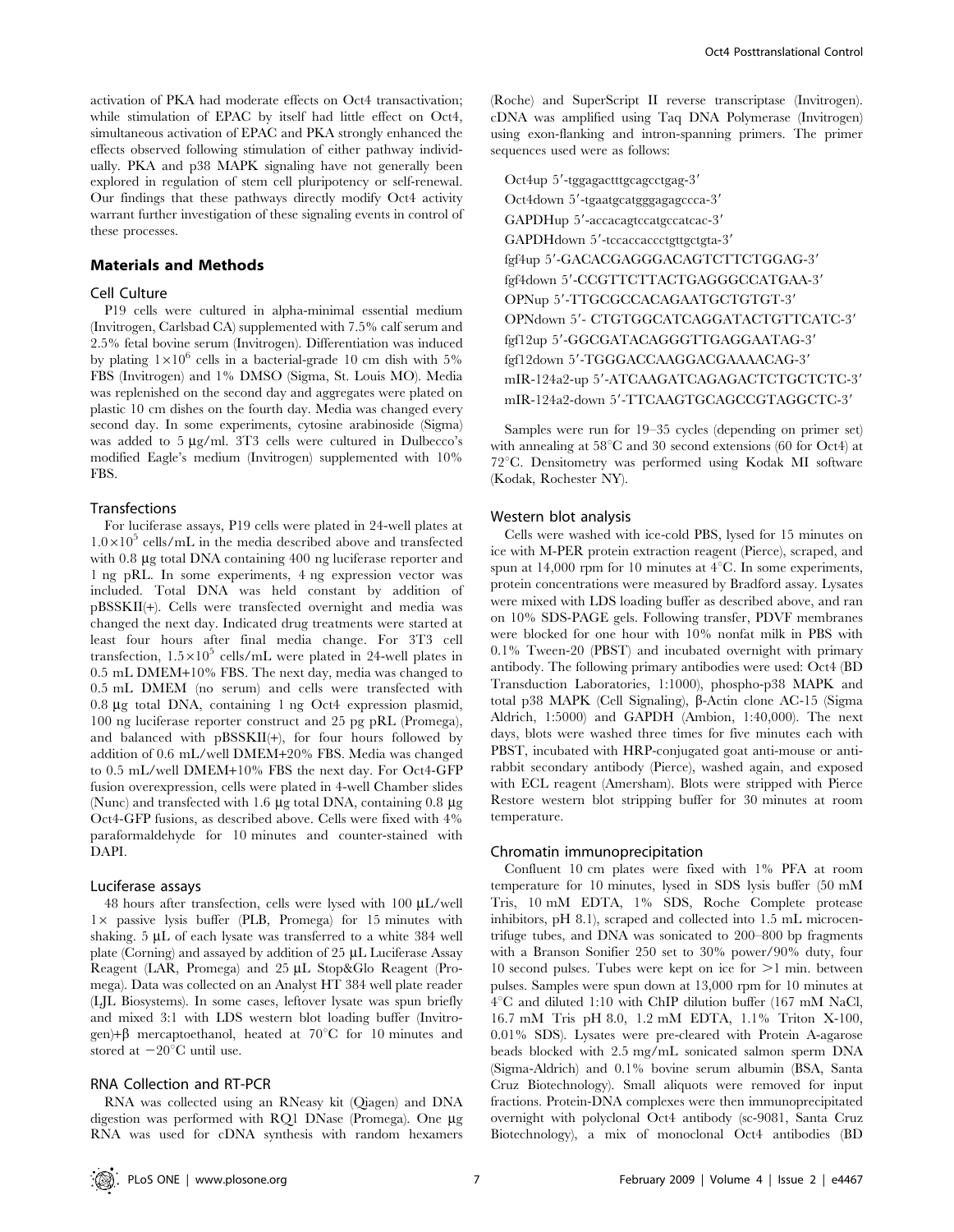activation of PKA had moderate effects on Oct4 transactivation; while stimulation of EPAC by itself had little effect on Oct4, simultaneous activation of EPAC and PKA strongly enhanced the effects observed following stimulation of either pathway individually. PKA and p38 MAPK signaling have not generally been explored in regulation of stem cell pluripotency or self-renewal. Our findings that these pathways directly modify Oct4 activity warrant further investigation of these signaling events in control of these processes.

## Materials and Methods

### Cell Culture

P19 cells were cultured in alpha-minimal essential medium (Invitrogen, Carlsbad CA) supplemented with 7.5% calf serum and 2.5% fetal bovine serum (Invitrogen). Differentiation was induced by plating $1 \times 10^6$ cells in a bacterial-grade 10 cm dish with 5% FBS (Invitrogen) and 1% DMSO (Sigma, St. Louis MO). Media was replenished on the second day and aggregates were plated on plastic 10 cm dishes on the fourth day. Media was changed every second day. In some experiments, cytosine arabinoside (Sigma) was added to 5 µg/ml. 3T3 cells were cultured in Dulbecco's modified Eagle's medium (Invitrogen) supplemented with 10% FBS.

### Transfections

For luciferase assays, P19 cells were plated in 24-well plates at $1.0 \times 10^5$ cells/mL in the media described above and transfected with 0.8 µg total DNA containing 400 ng luciferase reporter and 1 ng pRL. In some experiments, 4 ng expression vector was included. Total DNA was held constant by addition of pBSSKII(+). Cells were transfected overnight and media was changed the next day. Indicated drug treatments were started at least four hours after final media change. For 3T3 cell transfection, $1.5 \times 10^5$ cells/mL were plated in 24-well plates in 0.5 mL DMEM+10% FBS. The next day, media was changed to 0.5 mL DMEM (no serum) and cells were transfected with 0.8 µg total DNA, containing 1 ng Oct4 expression plasmid, 100 ng luciferase reporter construct and 25 pg pRL (Promega), and balanced with pBSSKII(+), for four hours followed by addition of 0.6 mL/well DMEM+20% FBS. Media was changed to 0.5 mL/well DMEM+10% FBS the next day. For Oct4-GFP fusion overexpression, cells were plated in 4-well Chamber slides (Nunc) and transfected with 1.6 µg total DNA, containing 0.8 µg Oct4-GFP fusions, as described above. Cells were fixed with 4% paraformaldehyde for 10 minutes and counter-stained with DAPI.

### Luciferase assays

48 hours after transfection, cells were lysed with 100 µL/well 1× passive lysis buffer (PLB, Promega) for 15 minutes with shaking. 5 µL of each lysate was transferred to a white 384 well plate (Corning) and assayed by addition of 25 µL Luciferase Assay Reagent (LAR, Promega) and 25 µL Stop&Glo Reagent (Promega). Data was collected on an Analyst HT 384 well plate reader (LJL Biosystems). In some cases, leftover lysate was spun briefly and mixed 3:1 with LDS western blot loading buffer (Invitrogen)+β mercaptoethanol, heated at 70°C for 10 minutes and stored at −20°C until use.

### RNA Collection and RT-PCR

RNA was collected using an RNeasy kit (Qiagen) and DNA digestion was performed with RQ1 DNase (Promega). One µg RNA was used for cDNA synthesis with random hexamers (Roche) and SuperScript II reverse transcriptase (Invitrogen). cDNA was amplified using Taq DNA Polymerase (Invitrogen) using exon-flanking and intron-spanning primers. The primer sequences used were as follows:

Oct4up 5′-tggagactttgcagcctgag-3′
Oct4down 5′-tgaatgcatgggagagccca-3′
GAPDHup 5′-accacagtccatgccatcac-3′
GAPDHdown 5′-tccaccaccctgttgctgta-3′
fgf4up 5′-GACACGAGGGACAGTCTTCTGGAG-3′
fgf4down 5′-CCGTTCTTACTGAGGGCCATGAA-3′
OPNup 5′-TTGCGCCACAGAATGCTGTGT-3′
OPNdown 5′- CTGTGGCATCAGGATACTGTTCATC-3′
fgf12up 5′-GGCGATACAGGGTTGAGGAATAG-3′
fgf12down 5′-TGGGACCAAGGACGAAAACAG-3′
mIR-124a2-up 5′-ATCAAGATCAGAGACTCTGCTCTC-3′
mIR-124a2-down 5′-TTCAAGTGCAGCCGTAGGCTC-3′

Samples were run for 19–35 cycles (depending on primer set) with annealing at 58°C and 30 second extensions (60 for Oct4) at 72°C. Densitometry was performed using Kodak MI software (Kodak, Rochester NY).

### Western blot analysis

Cells were washed with ice-cold PBS, lysed for 15 minutes on ice with M-PER protein extraction reagent (Pierce), scraped, and spun at 14,000 rpm for 10 minutes at 4°C. In some experiments, protein concentrations were measured by Bradford assay. Lysates were mixed with LDS loading buffer as described above, and ran on 10% SDS-PAGE gels. Following transfer, PDVF membranes were blocked for one hour with 10% nonfat milk in PBS with 0.1% Tween-20 (PBST) and incubated overnight with primary antibody. The following primary antibodies were used: Oct4 (BD Transduction Laboratories, 1:1000), phospho-p38 MAPK and total p38 MAPK (Cell Signaling), β-Actin clone AC-15 (Sigma Aldrich, 1:5000) and GAPDH (Ambion, 1:40,000). The next days, blots were washed three times for five minutes each with PBST, incubated with HRP-conjugated goat anti-mouse or anti-rabbit secondary antibody (Pierce), washed again, and exposed with ECL reagent (Amersham). Blots were stripped with Pierce Restore western blot stripping buffer for 30 minutes at room temperature.

### Chromatin immunoprecipitation

Confluent 10 cm plates were fixed with 1% PFA at room temperature for 10 minutes, lysed in SDS lysis buffer (50 mM Tris, 10 mM EDTA, 1% SDS, Roche Complete protease inhibitors, pH 8.1), scraped and collected into 1.5 mL microcentrifuge tubes, and DNA was sonicated to 200–800 bp fragments with a Branson Sonifier 250 set to 30% power/90% duty, four 10 second pulses. Tubes were kept on ice for >1 min. between pulses. Samples were spun down at 13,000 rpm for 10 minutes at 4°C and diluted 1:10 with ChIP dilution buffer (167 mM NaCl, 16.7 mM Tris pH 8.0, 1.2 mM EDTA, 1.1% Triton X-100, 0.01% SDS). Lysates were pre-cleared with Protein A-agarose beads blocked with 2.5 mg/mL sonicated salmon sperm DNA (Sigma-Aldrich) and 0.1% bovine serum albumin (BSA, Santa Cruz Biotechnology). Small aliquots were removed for input fractions. Protein-DNA complexes were then immunoprecipitated overnight with polyclonal Oct4 antibody (sc-9081, Santa Cruz Biotechnology), a mix of monoclonal Oct4 antibodies (BD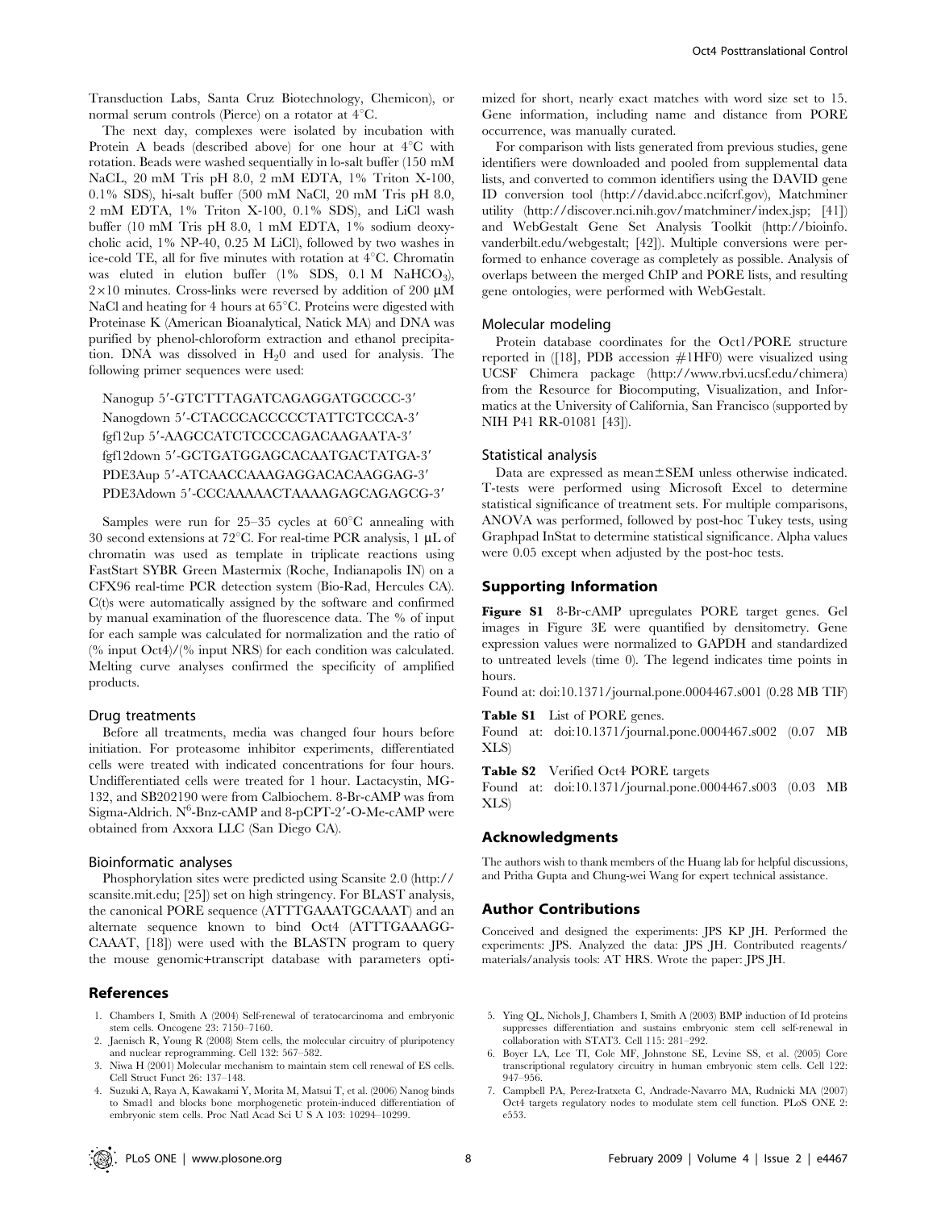Transduction Labs, Santa Cruz Biotechnology, Chemicon), or normal serum controls (Pierce) on a rotator at 4°C.

The next day, complexes were isolated by incubation with Protein A beads (described above) for one hour at 4°C with rotation. Beads were washed sequentially in lo-salt buffer (150 mM NaCL, 20 mM Tris pH 8.0, 2 mM EDTA, 1% Triton X-100, 0.1% SDS), hi-salt buffer (500 mM NaCl, 20 mM Tris pH 8.0, 2 mM EDTA, 1% Triton X-100, 0.1% SDS), and LiCl wash buffer (10 mM Tris pH 8.0, 1 mM EDTA, 1% sodium deoxycholic acid, 1% NP-40, 0.25 M LiCl), followed by two washes in ice-cold TE, all for five minutes with rotation at 4°C. Chromatin was eluted in elution buffer (1% SDS, 0.1 M $NaHCO_3$), 2×10 minutes. Cross-links were reversed by addition of 200 μM NaCl and heating for 4 hours at 65°C. Proteins were digested with Proteinase K (American Bioanalytical, Natick MA) and DNA was purified by phenol-chloroform extraction and ethanol precipitation. DNA was dissolved in $H_20$ and used for analysis. The following primer sequences were used:

Nanogup 5′-GTCTTTAGATCAGAGGATGCCCC-3′
Nanogdown 5′-CTACCCACCCCCTATTCTCCCA-3′
fgf12up 5′-AAGCCATCTCCCCAGACAAGAATA-3′
fgf12down 5′-GCTGATGGAGCACAATGACTATGA-3′
PDE3Aup 5′-ATCAACCAAAGAGGACACAAGGAG-3′
PDE3Adown 5′-CCCAAAAACTAAAAGAGCAGAGCG-3′

Samples were run for 25–35 cycles at 60°C annealing with 30 second extensions at 72°C. For real-time PCR analysis, 1 μL of chromatin was used as template in triplicate reactions using FastStart SYBR Green Mastermix (Roche, Indianapolis IN) on a CFX96 real-time PCR detection system (Bio-Rad, Hercules CA). C(t)s were automatically assigned by the software and confirmed by manual examination of the fluorescence data. The % of input for each sample was calculated for normalization and the ratio of (% input Oct4)/(% input NRS) for each condition was calculated. Melting curve analyses confirmed the specificity of amplified products.

### Drug treatments

Before all treatments, media was changed four hours before initiation. For proteasome inhibitor experiments, differentiated cells were treated with indicated concentrations for four hours. Undifferentiated cells were treated for 1 hour. Lactacystin, MG-132, and SB202190 were from Calbiochem. 8-Br-cAMP was from Sigma-Aldrich. $N^6$-Bnz-cAMP and 8-pCPT-2′-O-Me-cAMP were obtained from Axxora LLC (San Diego CA).

### Bioinformatic analyses

Phosphorylation sites were predicted using Scansite 2.0 (http://scansite.mit.edu; [25]) set on high stringency. For BLAST analysis, the canonical PORE sequence (ATTTGAAATGCAAAT) and an alternate sequence known to bind Oct4 (ATTTGAAAGG-CAAAT, [18]) were used with the BLASTN program to query the mouse genomic+transcript database with parameters optimized for short, nearly exact matches with word size set to 15. Gene information, including name and distance from PORE occurrence, was manually curated.

For comparison with lists generated from previous studies, gene identifiers were downloaded and pooled from supplemental data lists, and converted to common identifiers using the DAVID gene ID conversion tool (http://david.abcc.ncifcrf.gov), Matchminer utility (http://discover.nci.nih.gov/matchminer/index.jsp; [41]) and WebGestalt Gene Set Analysis Toolkit (http://bioinfo.vanderbilt.edu/webgestalt; [42]). Multiple conversions were performed to enhance coverage as completely as possible. Analysis of overlaps between the merged ChIP and PORE lists, and resulting gene ontologies, were performed with WebGestalt.

### Molecular modeling

Protein database coordinates for the Oct1/PORE structure reported in ([18], PDB accession #1HF0) were visualized using UCSF Chimera package (http://www.rbvi.ucsf.edu/chimera) from the Resource for Biocomputing, Visualization, and Informatics at the University of California, San Francisco (supported by NIH P41 RR-01081 [43]).

### Statistical analysis

Data are expressed as mean±SEM unless otherwise indicated. T-tests were performed using Microsoft Excel to determine statistical significance of treatment sets. For multiple comparisons, ANOVA was performed, followed by post-hoc Tukey tests, using Graphpad InStat to determine statistical significance. Alpha values were 0.05 except when adjusted by the post-hoc tests.

## Supporting Information

**Figure S1** 8-Br-cAMP upregulates PORE target genes. Gel images in Figure 3E were quantified by densitometry. Gene expression values were normalized to GAPDH and standardized to untreated levels (time 0). The legend indicates time points in hours.
Found at: doi:10.1371/journal.pone.0004467.s001 (0.28 MB TIF)

**Table S1** List of PORE genes.
Found at: doi:10.1371/journal.pone.0004467.s002 (0.07 MB XLS)

**Table S2** Verified Oct4 PORE targets
Found at: doi:10.1371/journal.pone.0004467.s003 (0.03 MB XLS)

## Acknowledgments

The authors wish to thank members of the Huang lab for helpful discussions, and Pritha Gupta and Chung-wei Wang for expert technical assistance.

## Author Contributions

Conceived and designed the experiments: JPS KP JH. Performed the experiments: JPS. Analyzed the data: JPS JH. Contributed reagents/materials/analysis tools: AT HRS. Wrote the paper: JPS JH.

## References

1. Chambers I, Smith A (2004) Self-renewal of teratocarcinoma and embryonic stem cells. Oncogene 23: 7150–7160.
2. Jaenisch R, Young R (2008) Stem cells, the molecular circuitry of pluripotency and nuclear reprogramming. Cell 132: 567–582.
3. Niwa H (2001) Molecular mechanism to maintain stem cell renewal of ES cells. Cell Struct Funct 26: 137–148.
4. Suzuki A, Raya A, Kawakami Y, Morita M, Matsui T, et al. (2006) Nanog binds to Smad1 and blocks bone morphogenetic protein-induced differentiation of embryonic stem cells. Proc Natl Acad Sci U S A 103: 10294–10299.
5. Ying QL, Nichols J, Chambers I, Smith A (2003) BMP induction of Id proteins suppresses differentiation and sustains embryonic stem cell self-renewal in collaboration with STAT3. Cell 115: 281–292.
6. Boyer LA, Lee TI, Cole MF, Johnstone SE, Levine SS, et al. (2005) Core transcriptional regulatory circuitry in human embryonic stem cells. Cell 122: 947–956.
7. Campbell PA, Perez-Iratxeta C, Andrade-Navarro MA, Rudnicki MA (2007) Oct4 targets regulatory nodes to modulate stem cell function. PLoS ONE 2: e553.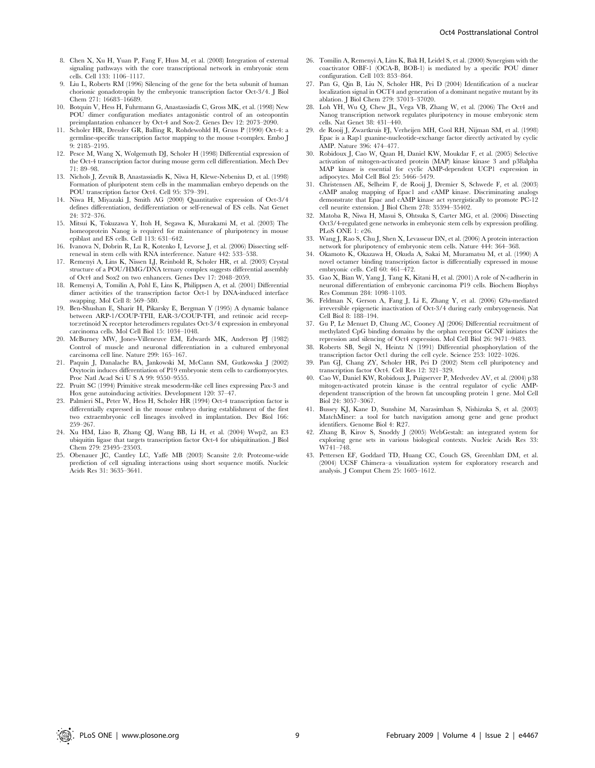8. Chen X, Xu H, Yuan P, Fang F, Huss M, et al. (2008) Integration of external signaling pathways with the core transcriptional network in embryonic stem cells. Cell 133: 1106–1117.
9. Liu L, Roberts RM (1996) Silencing of the gene for the beta subunit of human chorionic gonadotropin by the embryonic transcription factor Oct-3/4. J Biol Chem 271: 16683–16689.
10. Botquin V, Hess H, Fuhrmann G, Anastassiadis C, Gross MK, et al. (1998) New POU dimer configuration mediates antagonistic control of an osteopontin preimplantation enhancer by Oct-4 and Sox-2. Genes Dev 12: 2073–2090.
11. Scholer HR, Dressler GR, Balling R, Rohdewohld H, Gruss P (1990) Oct-4: a germline-specific transcription factor mapping to the mouse t-complex. Embo J 9: 2185–2195.
12. Pesce M, Wang X, Wolgemuth DJ, Scholer H (1998) Differential expression of the Oct-4 transcription factor during mouse germ cell differentiation. Mech Dev 71: 89–98.
13. Nichols J, Zevnik B, Anastassiadis K, Niwa H, Klewe-Nebenius D, et al. (1998) Formation of pluripotent stem cells in the mammalian embryo depends on the POU transcription factor Oct4. Cell 95: 379–391.
14. Niwa H, Miyazaki J, Smith AG (2000) Quantitative expression of Oct-3/4 defines differentiation, dedifferentiation or self-renewal of ES cells. Nat Genet 24: 372–376.
15. Mitsui K, Tokuzawa Y, Itoh H, Segawa K, Murakami M, et al. (2003) The homeoprotein Nanog is required for maintenance of pluripotency in mouse epiblast and ES cells. Cell 113: 631–642.
16. Ivanova N, Dobrin R, Lu R, Kotenko I, Levorse J, et al. (2006) Dissecting self-renewal in stem cells with RNA interference. Nature 442: 533–538.
17. Remenyi A, Lins K, Nissen LJ, Reinbold R, Scholer HR, et al. (2003) Crystal structure of a POU/HMG/DNA ternary complex suggests differential assembly of Oct4 and Sox2 on two enhancers. Genes Dev 17: 2048–2059.
18. Remenyi A, Tomilin A, Pohl E, Lins K, Philippsen A, et al. (2001) Differential dimer activities of the transcription factor Oct-1 by DNA-induced interface swapping. Mol Cell 8: 569–580.
19. Ben-Shushan E, Sharir H, Pikarsky E, Bergman Y (1995) A dynamic balance between ARP-1/COUP-TFII, EAR-3/COUP-TFI, and retinoic acid receptor:retinoid X receptor heterodimers regulates Oct-3/4 expression in embryonal carcinoma cells. Mol Cell Biol 15: 1034–1048.
20. McBurney MW, Jones-Villeneuve EM, Edwards MK, Anderson PJ (1982) Control of muscle and neuronal differentiation in a cultured embryonal carcinoma cell line. Nature 299: 165–167.
21. Paquin J, Danalache BA, Jankowski M, McCann SM, Gutkowska J (2002) Oxytocin induces differentiation of P19 embryonic stem cells to cardiomyocytes. Proc Natl Acad Sci U S A 99: 9550–9555.
22. Pruitt SC (1994) Primitive streak mesoderm-like cell lines expressing Pax-3 and Hox gene autoinducing activities. Development 120: 37–47.
23. Palmieri SL, Peter W, Hess H, Scholer HR (1994) Oct-4 transcription factor is differentially expressed in the mouse embryo during establishment of the first two extraembryonic cell lineages involved in implantation. Dev Biol 166: 259–267.
24. Xu HM, Liao B, Zhang QJ, Wang BB, Li H, et al. (2004) Wwp2, an E3 ubiquitin ligase that targets transcription factor Oct-4 for ubiquitination. J Biol Chem 279: 23495–23503.
25. Obenauer JC, Cantley LC, Yaffe MB (2003) Scansite 2.0: Proteome-wide prediction of cell signaling interactions using short sequence motifs. Nucleic Acids Res 31: 3635–3641.
26. Tomilin A, Remenyi A, Lins K, Bak H, Leidel S, et al. (2000) Synergism with the coactivator OBF-1 (OCA-B, BOB-1) is mediated by a specific POU dimer configuration. Cell 103: 853–864.
27. Pan G, Qin B, Liu N, Scholer HR, Pei D (2004) Identification of a nuclear localization signal in OCT4 and generation of a dominant negative mutant by its ablation. J Biol Chem 279: 37013–37020.
28. Loh YH, Wu Q, Chew JL, Vega VB, Zhang W, et al. (2006) The Oct4 and Nanog transcription network regulates pluripotency in mouse embryonic stem cells. Nat Genet 38: 431–440.
29. de Rooij J, Zwartkruis FJ, Verheijen MH, Cool RH, Nijman SM, et al. (1998) Epac is a Rap1 guanine-nucleotide-exchange factor directly activated by cyclic AMP. Nature 396: 474–477.
30. Robidoux J, Cao W, Quan H, Daniel KW, Moukdar F, et al. (2005) Selective activation of mitogen-activated protein (MAP) kinase kinase 3 and p38alpha MAP kinase is essential for cyclic AMP-dependent UCP1 expression in adipocytes. Mol Cell Biol 25: 5466–5479.
31. Christensen AE, Selheim F, de Rooij J, Dremier S, Schwede F, et al. (2003) cAMP analog mapping of Epac1 and cAMP kinase. Discriminating analogs demonstrate that Epac and cAMP kinase act synergistically to promote PC-12 cell neurite extension. J Biol Chem 278: 35394–35402.
32. Matoba R, Niwa H, Masui S, Ohtsuka S, Carter MG, et al. (2006) Dissecting Oct3/4-regulated gene networks in embryonic stem cells by expression profiling. PLoS ONE 1: e26.
33. Wang J, Rao S, Chu J, Shen X, Levasseur DN, et al. (2006) A protein interaction network for pluripotency of embryonic stem cells. Nature 444: 364–368.
34. Okamoto K, Okazawa H, Okuda A, Sakai M, Muramatsu M, et al. (1990) A novel octamer binding transcription factor is differentially expressed in mouse embryonic cells. Cell 60: 461–472.
35. Gao X, Bian W, Yang J, Tang K, Kitani H, et al. (2001) A role of N-cadherin in neuronal differentiation of embryonic carcinoma P19 cells. Biochem Biophys Res Commun 284: 1098–1103.
36. Feldman N, Gerson A, Fang J, Li E, Zhang Y, et al. (2006) G9a-mediated irreversible epigenetic inactivation of Oct-3/4 during early embryogenesis. Nat Cell Biol 8: 188–194.
37. Gu P, Le Menuet D, Chung AC, Cooney AJ (2006) Differential recruitment of methylated CpG binding domains by the orphan receptor GCNF initiates the repression and silencing of Oct4 expression. Mol Cell Biol 26: 9471–9483.
38. Roberts SB, Segil N, Heintz N (1991) Differential phosphorylation of the transcription factor Oct1 during the cell cycle. Science 253: 1022–1026.
39. Pan GJ, Chang ZY, Scholer HR, Pei D (2002) Stem cell pluripotency and transcription factor Oct4. Cell Res 12: 321–329.
40. Cao W, Daniel KW, Robidoux J, Puigserver P, Medvedev AV, et al. (2004) p38 mitogen-activated protein kinase is the central regulator of cyclic AMP-dependent transcription of the brown fat uncoupling protein 1 gene. Mol Cell Biol 24: 3057–3067.
41. Bussey KJ, Kane D, Sunshine M, Narasimhan S, Nishizuka S, et al. (2003) MatchMiner: a tool for batch navigation among gene and gene product identifiers. Genome Biol 4: R27.
42. Zhang B, Kirov S, Snoddy J (2005) WebGestalt: an integrated system for exploring gene sets in various biological contexts. Nucleic Acids Res 33: W741–748.
43. Pettersen EF, Goddard TD, Huang CC, Couch GS, Greenblatt DM, et al. (2004) UCSF Chimera–a visualization system for exploratory research and analysis. J Comput Chem 25: 1605–1612.